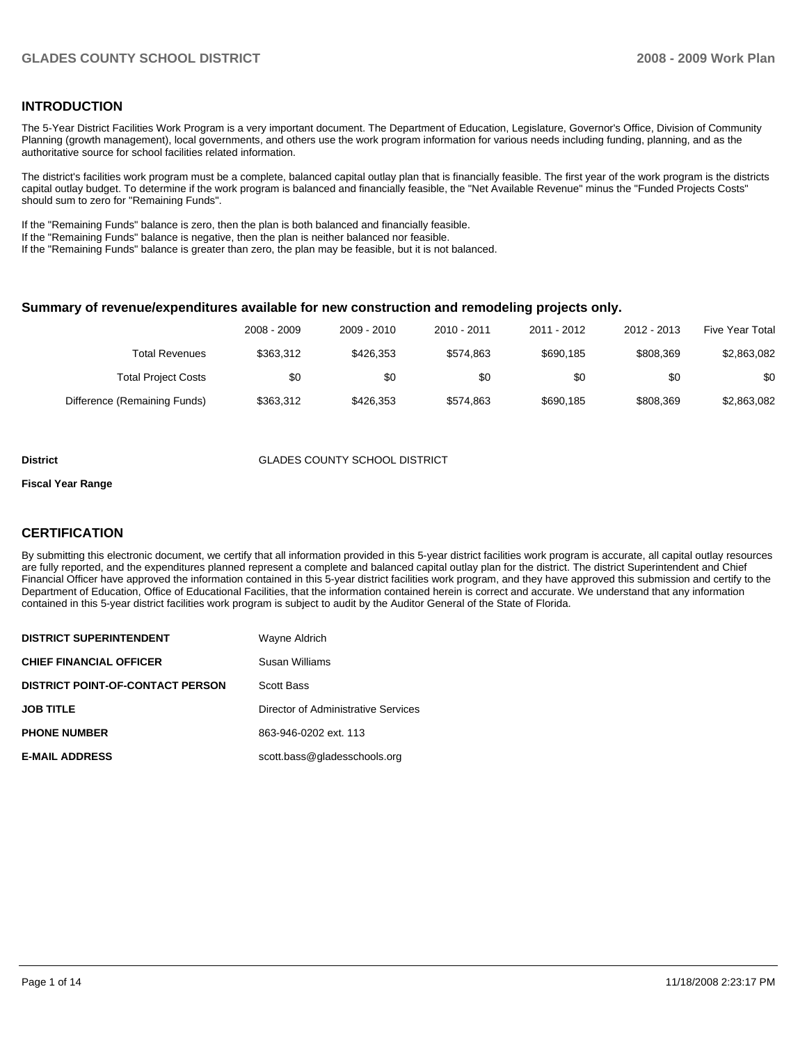## INTRODUCTION

The 5-Year District Facilities Work Program is a very important document. The Department of Education, Legislature, Governor's Office, Division of Community Planning (growth management), local governments, and others use the work program information for various needs including funding, planning, and as the authoritative source for school facilities related information.

The district's facilities work program must be a complete, balanced capital outlay plan that is financially feasible. The first year of the work program is the districts capital outlay budget. To determine if the work program is balanced and financially feasible, the "Net Available Revenue" minus the "Funded Projects Costs" should sum to zero for "Remaining Funds".

If the "Remaining Funds" balance is zero, then the plan is both balanced and financially feasible.
If the "Remaining Funds" balance is negative, then the plan is neither balanced nor feasible.
If the "Remaining Funds" balance is greater than zero, the plan may be feasible, but it is not balanced.

### Summary of revenue/expenditures available for new construction and remodeling projects only.

| | 2008 - 2009 | 2009 - 2010 | 2010 - 2011 | 2011 - 2012 | 2012 - 2013 | Five Year Total |
|---|---|---|---|---|---|---|
| Total Revenues | $363,312 | $426,353 | $574,863 | $690,185 | $808,369 | $2,863,082 |
| Total Project Costs | $0 | $0 | $0 | $0 | $0 | $0 |
| Difference (Remaining Funds) | $363,312 | $426,353 | $574,863 | $690,185 | $808,369 | $2,863,082 |

**District** GLADES COUNTY SCHOOL DISTRICT

**Fiscal Year Range**

## CERTIFICATION

By submitting this electronic document, we certify that all information provided in this 5-year district facilities work program is accurate, all capital outlay resources are fully reported, and the expenditures planned represent a complete and balanced capital outlay plan for the district. The district Superintendent and Chief Financial Officer have approved the information contained in this 5-year district facilities work program, and they have approved this submission and certify to the Department of Education, Office of Educational Facilities, that the information contained herein is correct and accurate. We understand that any information contained in this 5-year district facilities work program is subject to audit by the Auditor General of the State of Florida.

| | |
|---|---|
| **DISTRICT SUPERINTENDENT** | Wayne Aldrich |
| **CHIEF FINANCIAL OFFICER** | Susan Williams |
| **DISTRICT POINT-OF-CONTACT PERSON** | Scott Bass |
| **JOB TITLE** | Director of Administrative Services |
| **PHONE NUMBER** | 863-946-0202 ext. 113 |
| **E-MAIL ADDRESS** | scott.bass@gladesschools.org |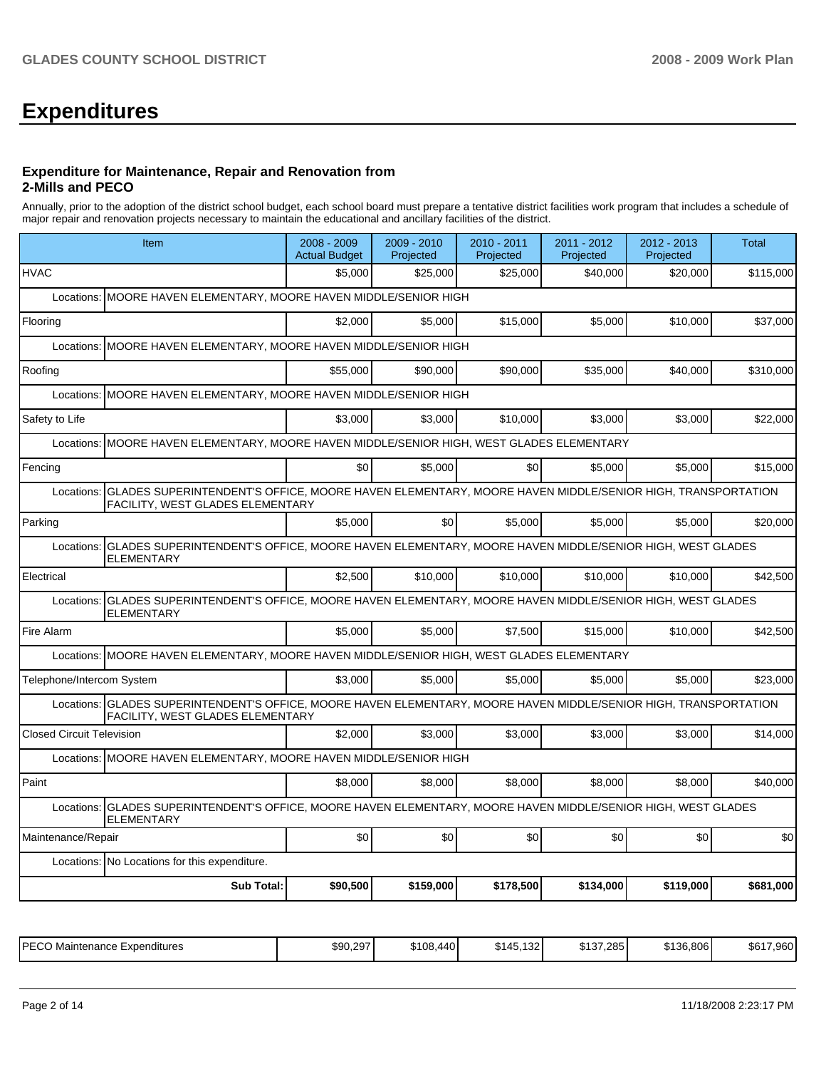# Expenditures

### Expenditure for Maintenance, Repair and Renovation from 2-Mills and PECO

Annually, prior to the adoption of the district school budget, each school board must prepare a tentative district facilities work program that includes a schedule of major repair and renovation projects necessary to maintain the educational and ancillary facilities of the district.

| Item | 2008 - 2009 Actual Budget | 2009 - 2010 Projected | 2010 - 2011 Projected | 2011 - 2012 Projected | 2012 - 2013 Projected | Total |
|---|---|---|---|---|---|---|
| HVAC | $5,000 | $25,000 | $25,000 | $40,000 | $20,000 | $115,000 |
| Locations: MOORE HAVEN ELEMENTARY, MOORE HAVEN MIDDLE/SENIOR HIGH | | | | | | |
| Flooring | $2,000 | $5,000 | $15,000 | $5,000 | $10,000 | $37,000 |
| Locations: MOORE HAVEN ELEMENTARY, MOORE HAVEN MIDDLE/SENIOR HIGH | | | | | | |
| Roofing | $55,000 | $90,000 | $90,000 | $35,000 | $40,000 | $310,000 |
| Locations: MOORE HAVEN ELEMENTARY, MOORE HAVEN MIDDLE/SENIOR HIGH | | | | | | |
| Safety to Life | $3,000 | $3,000 | $10,000 | $3,000 | $3,000 | $22,000 |
| Locations: MOORE HAVEN ELEMENTARY, MOORE HAVEN MIDDLE/SENIOR HIGH, WEST GLADES ELEMENTARY | | | | | | |
| Fencing | $0 | $5,000 | $0 | $5,000 | $5,000 | $15,000 |
| Locations: GLADES SUPERINTENDENT'S OFFICE, MOORE HAVEN ELEMENTARY, MOORE HAVEN MIDDLE/SENIOR HIGH, TRANSPORTATION FACILITY, WEST GLADES ELEMENTARY | | | | | | |
| Parking | $5,000 | $0 | $5,000 | $5,000 | $5,000 | $20,000 |
| Locations: GLADES SUPERINTENDENT'S OFFICE, MOORE HAVEN ELEMENTARY, MOORE HAVEN MIDDLE/SENIOR HIGH, WEST GLADES ELEMENTARY | | | | | | |
| Electrical | $2,500 | $10,000 | $10,000 | $10,000 | $10,000 | $42,500 |
| Locations: GLADES SUPERINTENDENT'S OFFICE, MOORE HAVEN ELEMENTARY, MOORE HAVEN MIDDLE/SENIOR HIGH, WEST GLADES ELEMENTARY | | | | | | |
| Fire Alarm | $5,000 | $5,000 | $7,500 | $15,000 | $10,000 | $42,500 |
| Locations: MOORE HAVEN ELEMENTARY, MOORE HAVEN MIDDLE/SENIOR HIGH, WEST GLADES ELEMENTARY | | | | | | |
| Telephone/Intercom System | $3,000 | $5,000 | $5,000 | $5,000 | $5,000 | $23,000 |
| Locations: GLADES SUPERINTENDENT'S OFFICE, MOORE HAVEN ELEMENTARY, MOORE HAVEN MIDDLE/SENIOR HIGH, TRANSPORTATION FACILITY, WEST GLADES ELEMENTARY | | | | | | |
| Closed Circuit Television | $2,000 | $3,000 | $3,000 | $3,000 | $3,000 | $14,000 |
| Locations: MOORE HAVEN ELEMENTARY, MOORE HAVEN MIDDLE/SENIOR HIGH | | | | | | |
| Paint | $8,000 | $8,000 | $8,000 | $8,000 | $8,000 | $40,000 |
| Locations: GLADES SUPERINTENDENT'S OFFICE, MOORE HAVEN ELEMENTARY, MOORE HAVEN MIDDLE/SENIOR HIGH, WEST GLADES ELEMENTARY | | | | | | |
| Maintenance/Repair | $0 | $0 | $0 | $0 | $0 | $0 |
| Locations: No Locations for this expenditure. | | | | | | |
| **Sub Total:** | **$90,500** | **$159,000** | **$178,500** | **$134,000** | **$119,000** | **$681,000** |

| | | | | | | |
|---|---|---|---|---|---|---|
| PECO Maintenance Expenditures | $90,297 | $108,440 | $145,132 | $137,285 | $136,806 | $617,960 |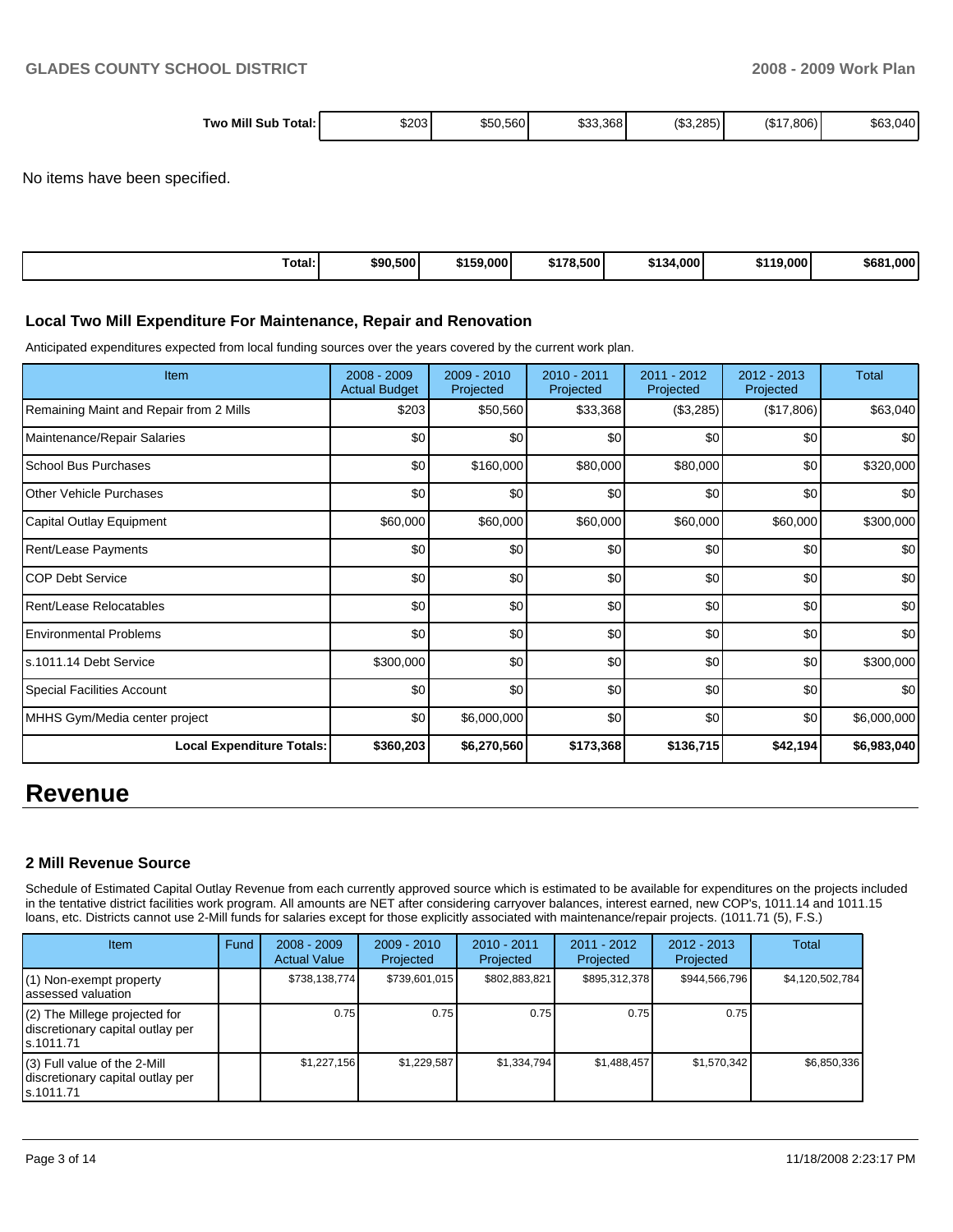| Two Mill Sub Total: | $203 | $50,560 | $33,368 | ($3,285) | ($17,806) | $63,040 |
|---|---|---|---|---|---|---|

No items have been specified.

| Total: | $90,500 | $159,000 | $178,500 | $134,000 | $119,000 | $681,000 |
|---|---|---|---|---|---|---|

### Local Two Mill Expenditure For Maintenance, Repair and Renovation

Anticipated expenditures expected from local funding sources over the years covered by the current work plan.

| Item | 2008 - 2009 Actual Budget | 2009 - 2010 Projected | 2010 - 2011 Projected | 2011 - 2012 Projected | 2012 - 2013 Projected | Total |
|---|---|---|---|---|---|---|
| Remaining Maint and Repair from 2 Mills | $203 | $50,560 | $33,368 | ($3,285) | ($17,806) | $63,040 |
| Maintenance/Repair Salaries | $0 | $0 | $0 | $0 | $0 | $0 |
| School Bus Purchases | $0 | $160,000 | $80,000 | $80,000 | $0 | $320,000 |
| Other Vehicle Purchases | $0 | $0 | $0 | $0 | $0 | $0 |
| Capital Outlay Equipment | $60,000 | $60,000 | $60,000 | $60,000 | $60,000 | $300,000 |
| Rent/Lease Payments | $0 | $0 | $0 | $0 | $0 | $0 |
| COP Debt Service | $0 | $0 | $0 | $0 | $0 | $0 |
| Rent/Lease Relocatables | $0 | $0 | $0 | $0 | $0 | $0 |
| Environmental Problems | $0 | $0 | $0 | $0 | $0 | $0 |
| s.1011.14 Debt Service | $300,000 | $0 | $0 | $0 | $0 | $300,000 |
| Special Facilities Account | $0 | $0 | $0 | $0 | $0 | $0 |
| MHHS Gym/Media center project | $0 | $6,000,000 | $0 | $0 | $0 | $6,000,000 |
| **Local Expenditure Totals:** | **$360,203** | **$6,270,560** | **$173,368** | **$136,715** | **$42,194** | **$6,983,040** |

# Revenue

### 2 Mill Revenue Source

Schedule of Estimated Capital Outlay Revenue from each currently approved source which is estimated to be available for expenditures on the projects included in the tentative district facilities work program. All amounts are NET after considering carryover balances, interest earned, new COP's, 1011.14 and 1011.15 loans, etc. Districts cannot use 2-Mill funds for salaries except for those explicitly associated with maintenance/repair projects. (1011.71 (5), F.S.)

| Item | Fund | 2008 - 2009 Actual Value | 2009 - 2010 Projected | 2010 - 2011 Projected | 2011 - 2012 Projected | 2012 - 2013 Projected | Total |
|---|---|---|---|---|---|---|---|
| (1) Non-exempt property assessed valuation | | $738,138,774 | $739,601,015 | $802,883,821 | $895,312,378 | $944,566,796 | $4,120,502,784 |
| (2) The Millege projected for discretionary capital outlay per s.1011.71 | | 0.75 | 0.75 | 0.75 | 0.75 | 0.75 | |
| (3) Full value of the 2-Mill discretionary capital outlay per s.1011.71 | | $1,227,156 | $1,229,587 | $1,334,794 | $1,488,457 | $1,570,342 | $6,850,336 |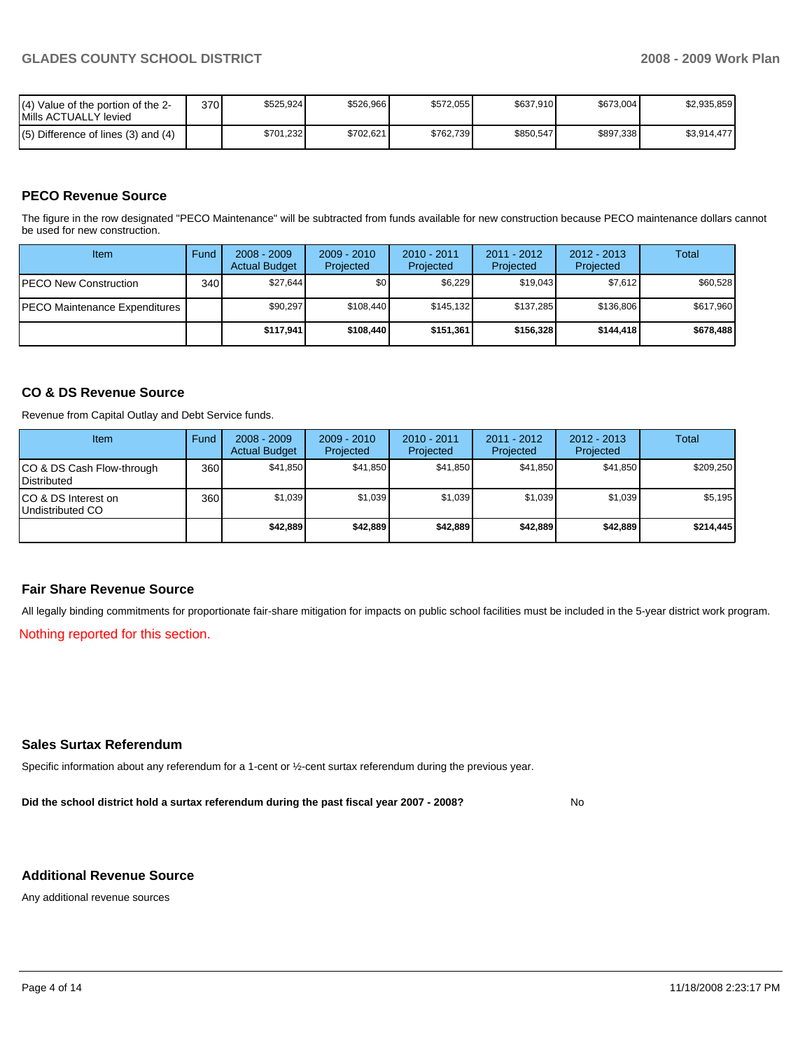| | | | | | | | |
|---|---|---|---|---|---|---|---|
| (4) Value of the portion of the 2-Mills ACTUALLY levied | 370 | $525,924 | $526,966 | $572,055 | $637,910 | $673,004 | $2,935,859 |
| (5) Difference of lines (3) and (4) | | $701,232 | $702,621 | $762,739 | $850,547 | $897,338 | $3,914,477 |

## PECO Revenue Source

The figure in the row designated "PECO Maintenance" will be subtracted from funds available for new construction because PECO maintenance dollars cannot be used for new construction.

| Item | Fund | 2008 - 2009 Actual Budget | 2009 - 2010 Projected | 2010 - 2011 Projected | 2011 - 2012 Projected | 2012 - 2013 Projected | Total |
|---|---|---|---|---|---|---|---|
| PECO New Construction | 340 | $27,644 | $0 | $6,229 | $19,043 | $7,612 | $60,528 |
| PECO Maintenance Expenditures | | $90,297 | $108,440 | $145,132 | $137,285 | $136,806 | $617,960 |
| | | **$117,941** | **$108,440** | **$151,361** | **$156,328** | **$144,418** | **$678,488** |

## CO & DS Revenue Source

Revenue from Capital Outlay and Debt Service funds.

| Item | Fund | 2008 - 2009 Actual Budget | 2009 - 2010 Projected | 2010 - 2011 Projected | 2011 - 2012 Projected | 2012 - 2013 Projected | Total |
|---|---|---|---|---|---|---|---|
| CO & DS Cash Flow-through Distributed | 360 | $41,850 | $41,850 | $41,850 | $41,850 | $41,850 | $209,250 |
| CO & DS Interest on Undistributed CO | 360 | $1,039 | $1,039 | $1,039 | $1,039 | $1,039 | $5,195 |
| | | **$42,889** | **$42,889** | **$42,889** | **$42,889** | **$42,889** | **$214,445** |

## Fair Share Revenue Source

All legally binding commitments for proportionate fair-share mitigation for impacts on public school facilities must be included in the 5-year district work program.

Nothing reported for this section.

## Sales Surtax Referendum

Specific information about any referendum for a 1-cent or ½-cent surtax referendum during the previous year.

**Did the school district hold a surtax referendum during the past fiscal year 2007 - 2008?** No

## Additional Revenue Source

Any additional revenue sources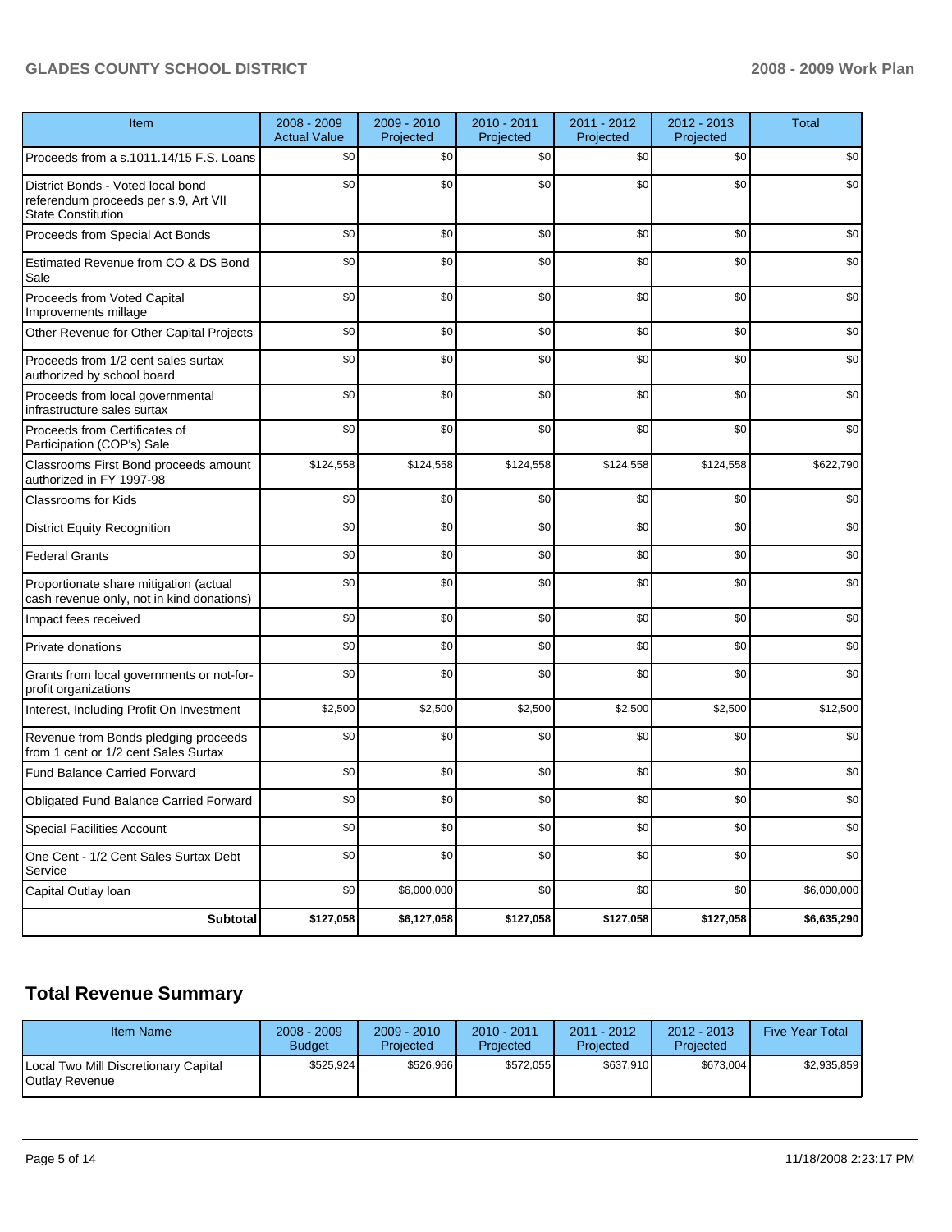| Item | 2008 - 2009 Actual Value | 2009 - 2010 Projected | 2010 - 2011 Projected | 2011 - 2012 Projected | 2012 - 2013 Projected | Total |
|---|---|---|---|---|---|---|
| Proceeds from a s.1011.14/15 F.S. Loans | $0 | $0 | $0 | $0 | $0 | $0 |
| District Bonds - Voted local bond referendum proceeds per s.9, Art VII State Constitution | $0 | $0 | $0 | $0 | $0 | $0 |
| Proceeds from Special Act Bonds | $0 | $0 | $0 | $0 | $0 | $0 |
| Estimated Revenue from CO & DS Bond Sale | $0 | $0 | $0 | $0 | $0 | $0 |
| Proceeds from Voted Capital Improvements millage | $0 | $0 | $0 | $0 | $0 | $0 |
| Other Revenue for Other Capital Projects | $0 | $0 | $0 | $0 | $0 | $0 |
| Proceeds from 1/2 cent sales surtax authorized by school board | $0 | $0 | $0 | $0 | $0 | $0 |
| Proceeds from local governmental infrastructure sales surtax | $0 | $0 | $0 | $0 | $0 | $0 |
| Proceeds from Certificates of Participation (COP's) Sale | $0 | $0 | $0 | $0 | $0 | $0 |
| Classrooms First Bond proceeds amount authorized in FY 1997-98 | $124,558 | $124,558 | $124,558 | $124,558 | $124,558 | $622,790 |
| Classrooms for Kids | $0 | $0 | $0 | $0 | $0 | $0 |
| District Equity Recognition | $0 | $0 | $0 | $0 | $0 | $0 |
| Federal Grants | $0 | $0 | $0 | $0 | $0 | $0 |
| Proportionate share mitigation (actual cash revenue only, not in kind donations) | $0 | $0 | $0 | $0 | $0 | $0 |
| Impact fees received | $0 | $0 | $0 | $0 | $0 | $0 |
| Private donations | $0 | $0 | $0 | $0 | $0 | $0 |
| Grants from local governments or not-for-profit organizations | $0 | $0 | $0 | $0 | $0 | $0 |
| Interest, Including Profit On Investment | $2,500 | $2,500 | $2,500 | $2,500 | $2,500 | $12,500 |
| Revenue from Bonds pledging proceeds from 1 cent or 1/2 cent Sales Surtax | $0 | $0 | $0 | $0 | $0 | $0 |
| Fund Balance Carried Forward | $0 | $0 | $0 | $0 | $0 | $0 |
| Obligated Fund Balance Carried Forward | $0 | $0 | $0 | $0 | $0 | $0 |
| Special Facilities Account | $0 | $0 | $0 | $0 | $0 | $0 |
| One Cent - 1/2 Cent Sales Surtax Debt Service | $0 | $0 | $0 | $0 | $0 | $0 |
| Capital Outlay loan | $0 | $6,000,000 | $0 | $0 | $0 | $6,000,000 |
| **Subtotal** | **$127,058** | **$6,127,058** | **$127,058** | **$127,058** | **$127,058** | **$6,635,290** |

## Total Revenue Summary

| Item Name | 2008 - 2009 Budget | 2009 - 2010 Projected | 2010 - 2011 Projected | 2011 - 2012 Projected | 2012 - 2013 Projected | Five Year Total |
|---|---|---|---|---|---|---|
| Local Two Mill Discretionary Capital Outlay Revenue | $525,924 | $526,966 | $572,055 | $637,910 | $673,004 | $2,935,859 |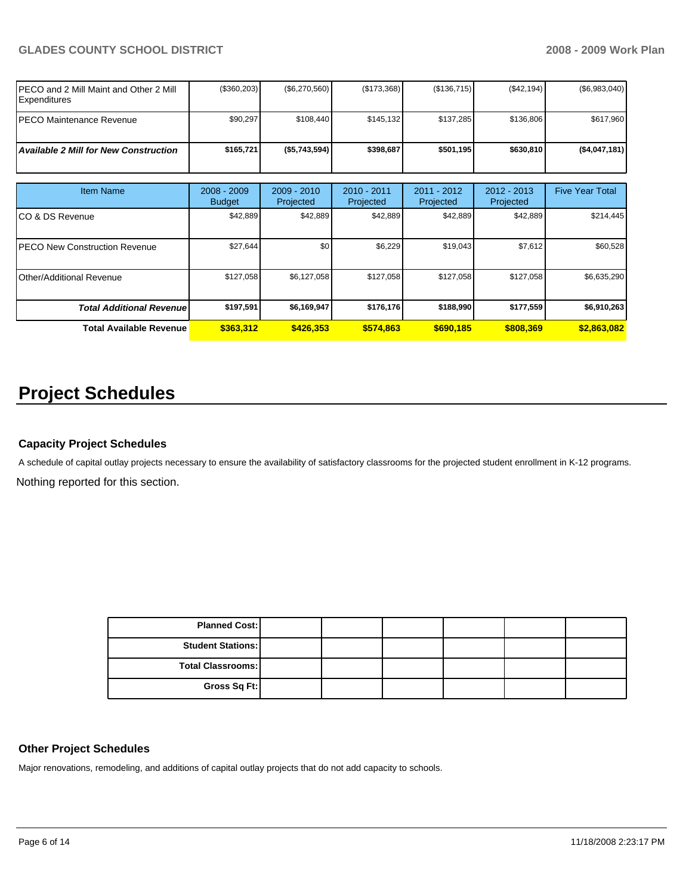| | | | | | | |
|---|---|---|---|---|---|---|
| PECO and 2 Mill Maint and Other 2 Mill Expenditures | ($360,203) | ($6,270,560) | ($173,368) | ($136,715) | ($42,194) | ($6,983,040) |
| PECO Maintenance Revenue | $90,297 | $108,440 | $145,132 | $137,285 | $136,806 | $617,960 |
| ***Available 2 Mill for New Construction*** | **$165,721** | **($5,743,594)** | **$398,687** | **$501,195** | **$630,810** | **($4,047,181)** |

| Item Name | 2008 - 2009 Budget | 2009 - 2010 Projected | 2010 - 2011 Projected | 2011 - 2012 Projected | 2012 - 2013 Projected | Five Year Total |
|---|---|---|---|---|---|---|
| CO & DS Revenue | $42,889 | $42,889 | $42,889 | $42,889 | $42,889 | $214,445 |
| PECO New Construction Revenue | $27,644 | $0 | $6,229 | $19,043 | $7,612 | $60,528 |
| Other/Additional Revenue | $127,058 | $6,127,058 | $127,058 | $127,058 | $127,058 | $6,635,290 |
| ***Total Additional Revenue*** | **$197,591** | **$6,169,947** | **$176,176** | **$188,990** | **$177,559** | **$6,910,263** |
| **Total Available Revenue** | **$363,312** | **$426,353** | **$574,863** | **$690,185** | **$808,369** | **$2,863,082** |

# Project Schedules

### Capacity Project Schedules

A schedule of capital outlay projects necessary to ensure the availability of satisfactory classrooms for the projected student enrollment in K-12 programs.

Nothing reported for this section.

| | | | | | | |
|---|---|---|---|---|---|---|
| **Planned Cost:** | | | | | | |
| **Student Stations:** | | | | | | |
| **Total Classrooms:** | | | | | | |
| **Gross Sq Ft:** | | | | | | |

### Other Project Schedules

Major renovations, remodeling, and additions of capital outlay projects that do not add capacity to schools.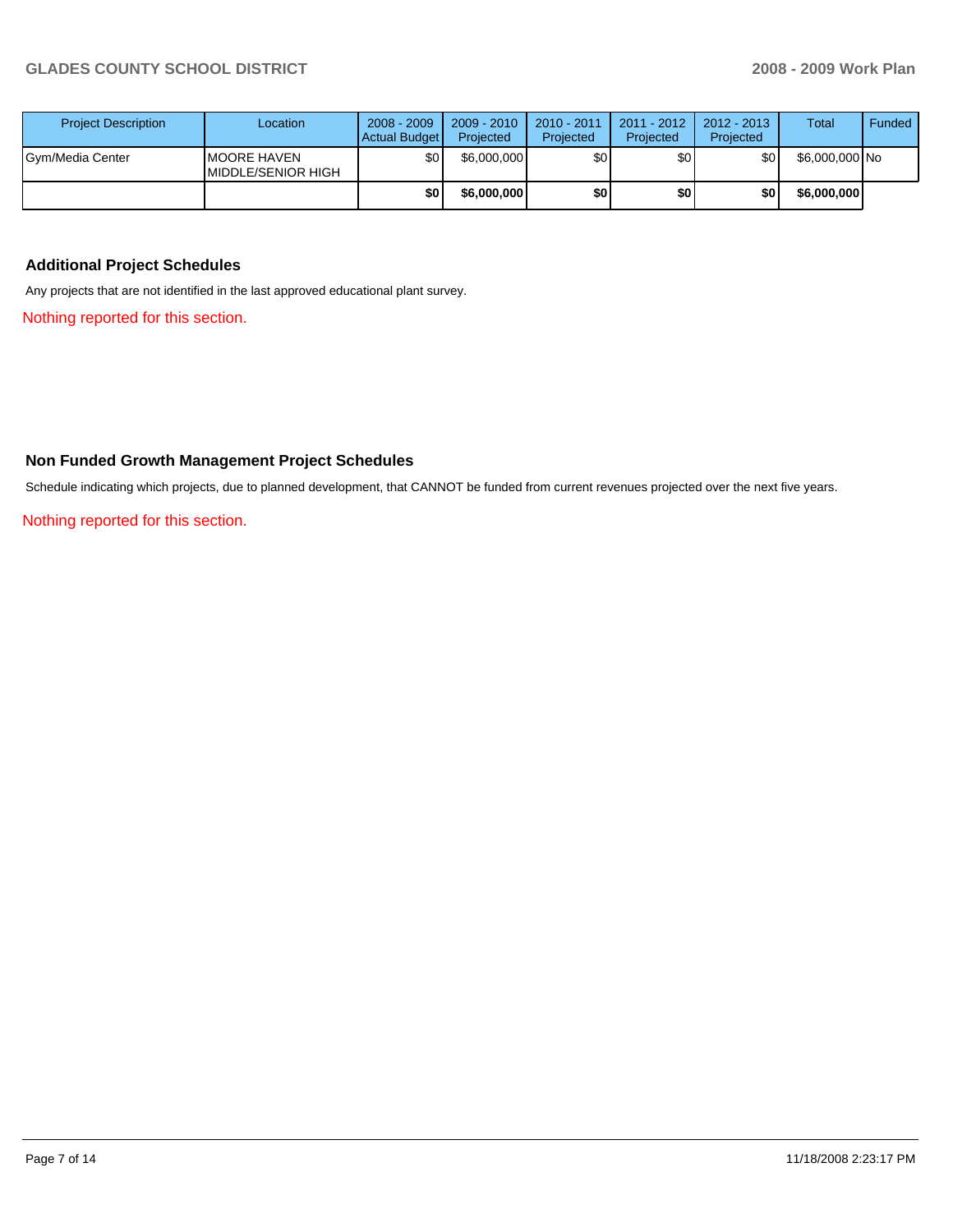| Project Description | Location | 2008 - 2009 Actual Budget | 2009 - 2010 Projected | 2010 - 2011 Projected | 2011 - 2012 Projected | 2012 - 2013 Projected | Total | Funded |
|---|---|---|---|---|---|---|---|---|
| Gym/Media Center | MOORE HAVEN MIDDLE/SENIOR HIGH | $0 | $6,000,000 | $0 | $0 | $0 | $6,000,000 | No |
| | | **$0** | **$6,000,000** | **$0** | **$0** | **$0** | **$6,000,000** | |

### Additional Project Schedules

Any projects that are not identified in the last approved educational plant survey.

Nothing reported for this section.

### Non Funded Growth Management Project Schedules

Schedule indicating which projects, due to planned development, that CANNOT be funded from current revenues projected over the next five years.

Nothing reported for this section.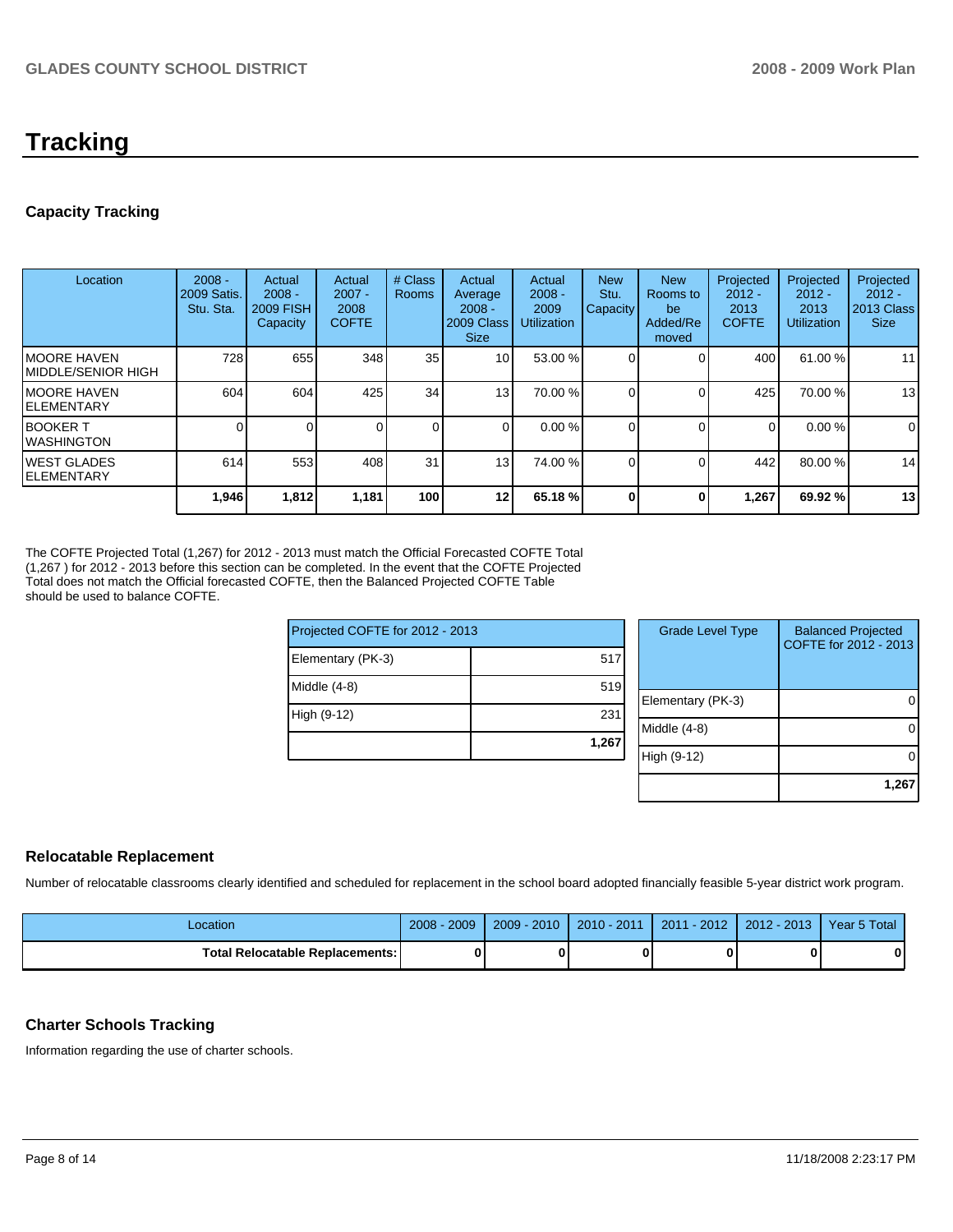# Tracking

## Capacity Tracking

| Location | 2008 - 2009 Satis. Stu. Sta. | Actual 2008 - 2009 FISH Capacity | Actual 2007 - 2008 COFTE | # Class Rooms | Actual Average 2008 - 2009 Class Size | Actual 2008 - 2009 Utilization | New Stu. Capacity | New Rooms to be Added/Removed | Projected 2012 - 2013 COFTE | Projected 2012 - 2013 Utilization | Projected 2012 - 2013 Class Size |
|---|---|---|---|---|---|---|---|---|---|---|---|
| MOORE HAVEN MIDDLE/SENIOR HIGH | 728 | 655 | 348 | 35 | 10 | 53.00 % | 0 | 0 | 400 | 61.00 % | 11 |
| MOORE HAVEN ELEMENTARY | 604 | 604 | 425 | 34 | 13 | 70.00 % | 0 | 0 | 425 | 70.00 % | 13 |
| BOOKER T WASHINGTON | 0 | 0 | 0 | 0 | 0 | 0.00 % | 0 | 0 | 0 | 0.00 % | 0 |
| WEST GLADES ELEMENTARY | 614 | 553 | 408 | 31 | 13 | 74.00 % | 0 | 0 | 442 | 80.00 % | 14 |
| | **1,946** | **1,812** | **1,181** | **100** | **12** | **65.18 %** | **0** | **0** | **1,267** | **69.92 %** | **13** |

The COFTE Projected Total (1,267) for 2012 - 2013 must match the Official Forecasted COFTE Total (1,267 ) for 2012 - 2013 before this section can be completed. In the event that the COFTE Projected Total does not match the Official forecasted COFTE, then the Balanced Projected COFTE Table should be used to balance COFTE.

| Projected COFTE for 2012 - 2013 | |
|---|---|
| Elementary (PK-3) | 517 |
| Middle (4-8) | 519 |
| High (9-12) | 231 |
| | **1,267** |

| Grade Level Type | Balanced Projected COFTE for 2012 - 2013 |
|---|---|
| Elementary (PK-3) | 0 |
| Middle (4-8) | 0 |
| High (9-12) | 0 |
| | **1,267** |

## Relocatable Replacement

Number of relocatable classrooms clearly identified and scheduled for replacement in the school board adopted financially feasible 5-year district work program.

| Location | 2008 - 2009 | 2009 - 2010 | 2010 - 2011 | 2011 - 2012 | 2012 - 2013 | Year 5 Total |
|---|---|---|---|---|---|---|
| **Total Relocatable Replacements:** | **0** | **0** | **0** | **0** | **0** | **0** |

## Charter Schools Tracking

Information regarding the use of charter schools.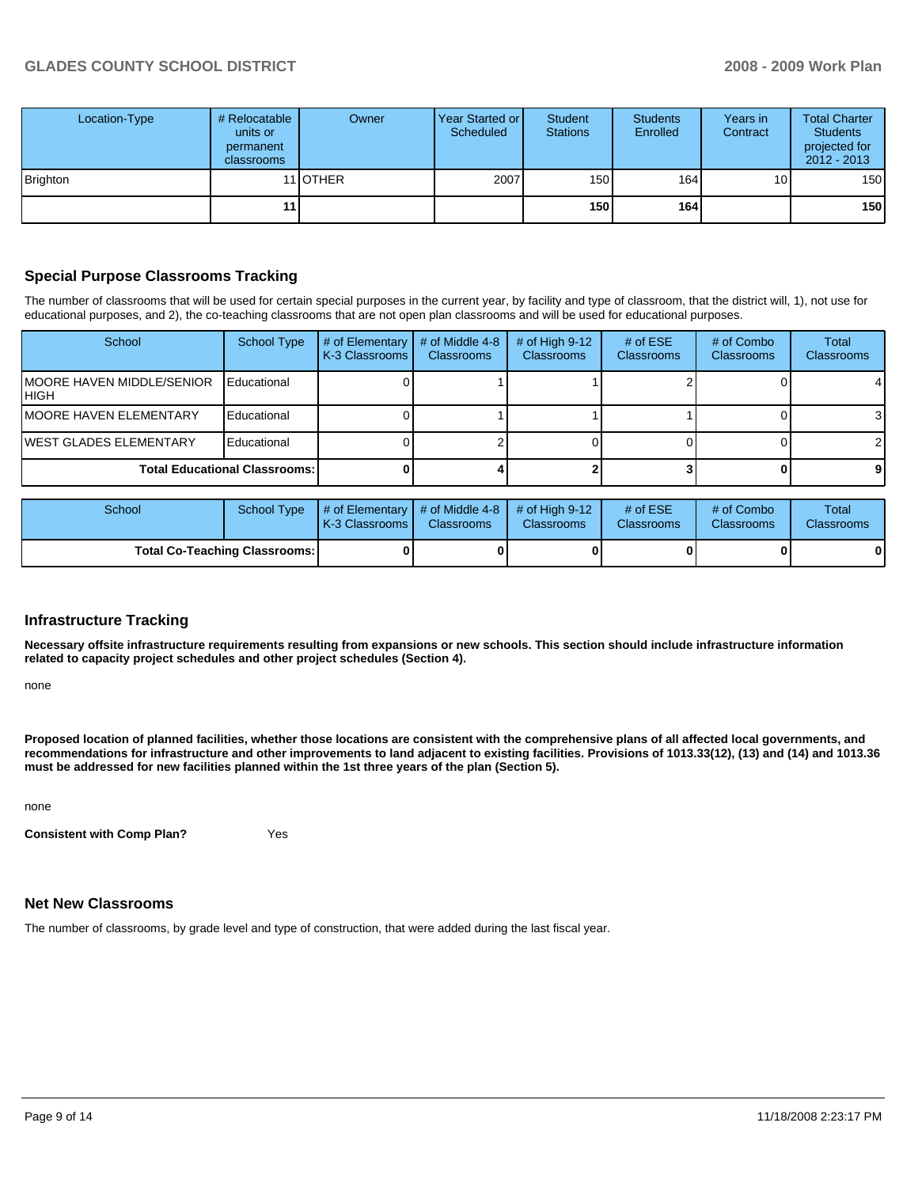| Location-Type | # Relocatable units or permanent classrooms | Owner | Year Started or Scheduled | Student Stations | Students Enrolled | Years in Contract | Total Charter Students projected for 2012 - 2013 |
|---|---|---|---|---|---|---|---|
| Brighton | 11 | OTHER | 2007 | 150 | 164 | 10 | 150 |
| | **11** | | | **150** | **164** | | **150** |

## Special Purpose Classrooms Tracking

The number of classrooms that will be used for certain special purposes in the current year, by facility and type of classroom, that the district will, 1), not use for educational purposes, and 2), the co-teaching classrooms that are not open plan classrooms and will be used for educational purposes.

| School | School Type | # of Elementary K-3 Classrooms | # of Middle 4-8 Classrooms | # of High 9-12 Classrooms | # of ESE Classrooms | # of Combo Classrooms | Total Classrooms |
|---|---|---|---|---|---|---|---|
| MOORE HAVEN MIDDLE/SENIOR HIGH | Educational | 0 | 1 | 1 | 2 | 0 | 4 |
| MOORE HAVEN ELEMENTARY | Educational | 0 | 1 | 1 | 1 | 0 | 3 |
| WEST GLADES ELEMENTARY | Educational | 0 | 2 | 0 | 0 | 0 | 2 |
| **Total Educational Classrooms:** | | **0** | **4** | **2** | **3** | **0** | **9** |

| School | School Type | # of Elementary K-3 Classrooms | # of Middle 4-8 Classrooms | # of High 9-12 Classrooms | # of ESE Classrooms | # of Combo Classrooms | Total Classrooms |
|---|---|---|---|---|---|---|---|
| **Total Co-Teaching Classrooms:** | | **0** | **0** | **0** | **0** | **0** | **0** |

## Infrastructure Tracking

**Necessary offsite infrastructure requirements resulting from expansions or new schools. This section should include infrastructure information related to capacity project schedules and other project schedules (Section 4).**

none

**Proposed location of planned facilities, whether those locations are consistent with the comprehensive plans of all affected local governments, and recommendations for infrastructure and other improvements to land adjacent to existing facilities. Provisions of 1013.33(12), (13) and (14) and 1013.36 must be addressed for new facilities planned within the 1st three years of the plan (Section 5).**

none

**Consistent with Comp Plan?** Yes

## Net New Classrooms

The number of classrooms, by grade level and type of construction, that were added during the last fiscal year.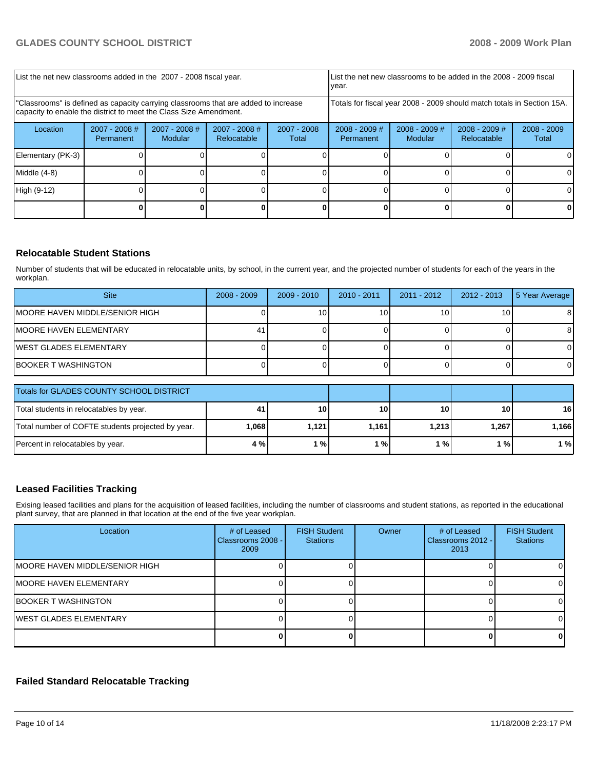| List the net new classrooms added in the 2007 - 2008 fiscal year. | | | | List the net new classrooms to be added in the 2008 - 2009 fiscal year. | | | |
|---|---|---|---|---|---|---|---|
| "Classrooms" is defined as capacity carrying classrooms that are added to increase capacity to enable the district to meet the Class Size Amendment. | | | | Totals for fiscal year 2008 - 2009 should match totals in Section 15A. | | | |
| Location | 2007 - 2008 # Permanent | 2007 - 2008 # Modular | 2007 - 2008 # Relocatable | 2007 - 2008 Total | 2008 - 2009 # Permanent | 2008 - 2009 # Modular | 2008 - 2009 # Relocatable | 2008 - 2009 Total |
| Elementary (PK-3) | 0 | 0 | 0 | 0 | 0 | 0 | 0 | 0 |
| Middle (4-8) | 0 | 0 | 0 | 0 | 0 | 0 | 0 | 0 |
| High (9-12) | 0 | 0 | 0 | 0 | 0 | 0 | 0 | 0 |
| | **0** | **0** | **0** | **0** | **0** | **0** | **0** | **0** |

## Relocatable Student Stations

Number of students that will be educated in relocatable units, by school, in the current year, and the projected number of students for each of the years in the workplan.

| Site | 2008 - 2009 | 2009 - 2010 | 2010 - 2011 | 2011 - 2012 | 2012 - 2013 | 5 Year Average |
|---|---|---|---|---|---|---|
| MOORE HAVEN MIDDLE/SENIOR HIGH | 0 | 10 | 10 | 10 | 10 | 8 |
| MOORE HAVEN ELEMENTARY | 41 | 0 | 0 | 0 | 0 | 8 |
| WEST GLADES ELEMENTARY | 0 | 0 | 0 | 0 | 0 | 0 |
| BOOKER T WASHINGTON | 0 | 0 | 0 | 0 | 0 | 0 |

| Totals for GLADES COUNTY SCHOOL DISTRICT | | | | | | |
|---|---|---|---|---|---|---|
| Total students in relocatables by year. | **41** | **10** | **10** | **10** | **10** | **16** |
| Total number of COFTE students projected by year. | **1,068** | **1,121** | **1,161** | **1,213** | **1,267** | **1,166** |
| Percent in relocatables by year. | **4 %** | **1 %** | **1 %** | **1 %** | **1 %** | **1 %** |

## Leased Facilities Tracking

Exising leased facilities and plans for the acquisition of leased facilities, including the number of classrooms and student stations, as reported in the educational plant survey, that are planned in that location at the end of the five year workplan.

| Location | # of Leased Classrooms 2008 - 2009 | FISH Student Stations | Owner | # of Leased Classrooms 2012 - 2013 | FISH Student Stations |
|---|---|---|---|---|---|
| MOORE HAVEN MIDDLE/SENIOR HIGH | 0 | 0 | | 0 | 0 |
| MOORE HAVEN ELEMENTARY | 0 | 0 | | 0 | 0 |
| BOOKER T WASHINGTON | 0 | 0 | | 0 | 0 |
| WEST GLADES ELEMENTARY | 0 | 0 | | 0 | 0 |
| | **0** | **0** | | **0** | **0** |

## Failed Standard Relocatable Tracking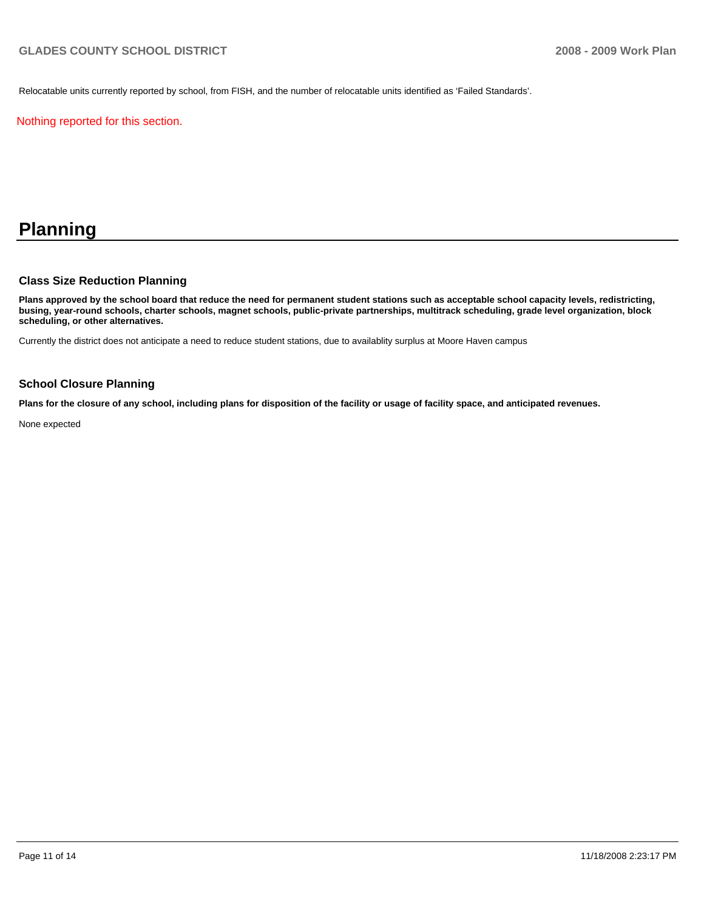Relocatable units currently reported by school, from FISH, and the number of relocatable units identified as 'Failed Standards'.

Nothing reported for this section.

# Planning

### Class Size Reduction Planning

**Plans approved by the school board that reduce the need for permanent student stations such as acceptable school capacity levels, redistricting, busing, year-round schools, charter schools, magnet schools, public-private partnerships, multitrack scheduling, grade level organization, block scheduling, or other alternatives.**

Currently the district does not anticipate a need to reduce student stations, due to availablity surplus at Moore Haven campus

### School Closure Planning

**Plans for the closure of any school, including plans for disposition of the facility or usage of facility space, and anticipated revenues.**

None expected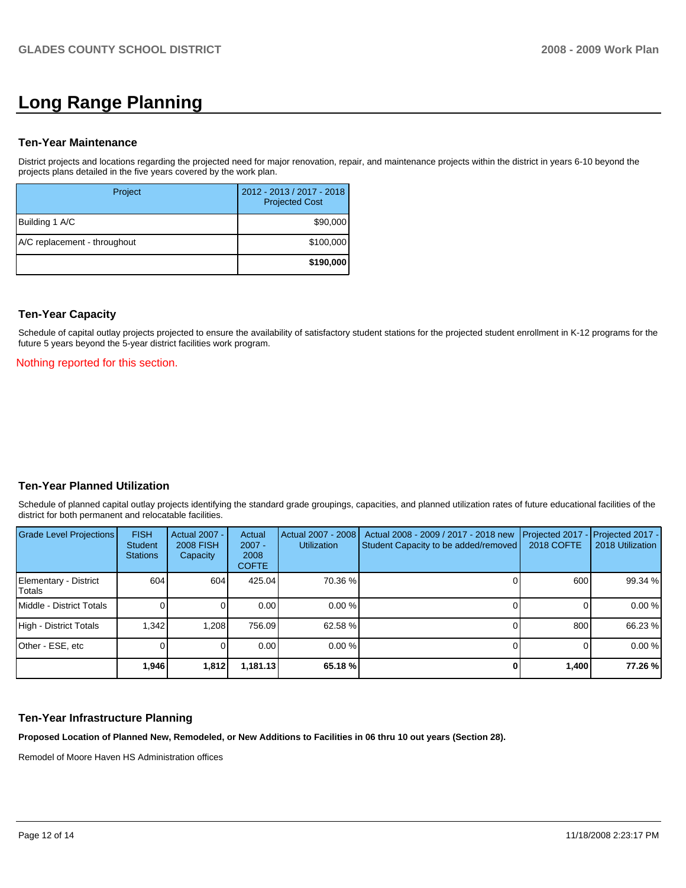# Long Range Planning

### Ten-Year Maintenance

District projects and locations regarding the projected need for major renovation, repair, and maintenance projects within the district in years 6-10 beyond the projects plans detailed in the five years covered by the work plan.

| Project | 2012 - 2013 / 2017 - 2018 Projected Cost |
|---|---|
| Building 1 A/C | $90,000 |
| A/C replacement - throughout | $100,000 |
| | **$190,000** |

### Ten-Year Capacity

Schedule of capital outlay projects projected to ensure the availability of satisfactory student stations for the projected student enrollment in K-12 programs for the future 5 years beyond the 5-year district facilities work program.

Nothing reported for this section.

### Ten-Year Planned Utilization

Schedule of planned capital outlay projects identifying the standard grade groupings, capacities, and planned utilization rates of future educational facilities of the district for both permanent and relocatable facilities.

| Grade Level Projections | FISH Student Stations | Actual 2007 - 2008 FISH Capacity | Actual 2007 - 2008 COFTE | Actual 2007 - 2008 Utilization | Actual 2008 - 2009 / 2017 - 2018 new Student Capacity to be added/removed | Projected 2017 - 2018 COFTE | Projected 2017 - 2018 Utilization |
|---|---|---|---|---|---|---|---|
| Elementary - District Totals | 604 | 604 | 425.04 | 70.36 % | 0 | 600 | 99.34 % |
| Middle - District Totals | 0 | 0 | 0.00 | 0.00 % | 0 | 0 | 0.00 % |
| High - District Totals | 1,342 | 1,208 | 756.09 | 62.58 % | 0 | 800 | 66.23 % |
| Other - ESE, etc | 0 | 0 | 0.00 | 0.00 % | 0 | 0 | 0.00 % |
| | **1,946** | **1,812** | **1,181.13** | **65.18 %** | **0** | **1,400** | **77.26 %** |

### Ten-Year Infrastructure Planning

**Proposed Location of Planned New, Remodeled, or New Additions to Facilities in 06 thru 10 out years (Section 28).**

Remodel of Moore Haven HS Administration offices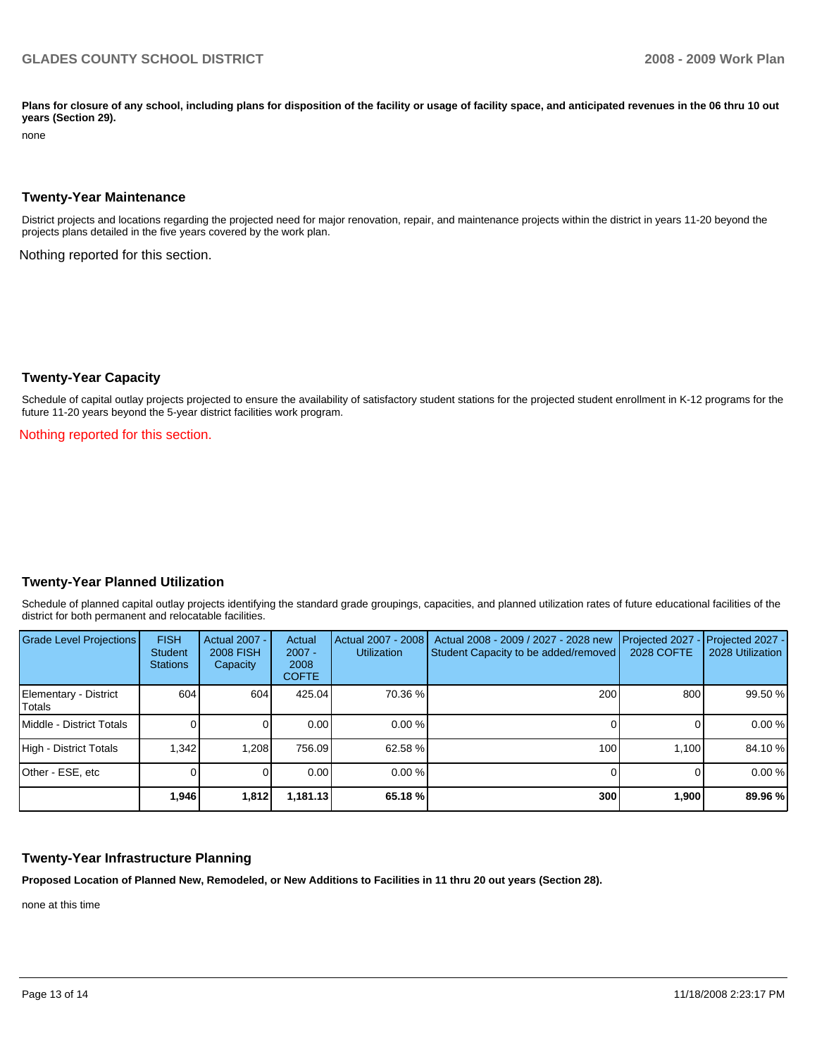**Plans for closure of any school, including plans for disposition of the facility or usage of facility space, and anticipated revenues in the 06 thru 10 out years (Section 29).**

none

## Twenty-Year Maintenance

District projects and locations regarding the projected need for major renovation, repair, and maintenance projects within the district in years 11-20 beyond the projects plans detailed in the five years covered by the work plan.

Nothing reported for this section.

## Twenty-Year Capacity

Schedule of capital outlay projects projected to ensure the availability of satisfactory student stations for the projected student enrollment in K-12 programs for the future 11-20 years beyond the 5-year district facilities work program.

Nothing reported for this section.

## Twenty-Year Planned Utilization

Schedule of planned capital outlay projects identifying the standard grade groupings, capacities, and planned utilization rates of future educational facilities of the district for both permanent and relocatable facilities.

| Grade Level Projections | FISH Student Stations | Actual 2007 - 2008 FISH Capacity | Actual 2007 - 2008 COFTE | Actual 2007 - 2008 Utilization | Actual 2008 - 2009 / 2027 - 2028 new Student Capacity to be added/removed | Projected 2027 - 2028 COFTE | Projected 2027 - 2028 Utilization |
|---|---|---|---|---|---|---|---|
| Elementary - District Totals | 604 | 604 | 425.04 | 70.36 % | 200 | 800 | 99.50 % |
| Middle - District Totals | 0 | 0 | 0.00 | 0.00 % | 0 | 0 | 0.00 % |
| High - District Totals | 1,342 | 1,208 | 756.09 | 62.58 % | 100 | 1,100 | 84.10 % |
| Other - ESE, etc | 0 | 0 | 0.00 | 0.00 % | 0 | 0 | 0.00 % |
| | **1,946** | **1,812** | **1,181.13** | **65.18 %** | **300** | **1,900** | **89.96 %** |

## Twenty-Year Infrastructure Planning

**Proposed Location of Planned New, Remodeled, or New Additions to Facilities in 11 thru 20 out years (Section 28).**

none at this time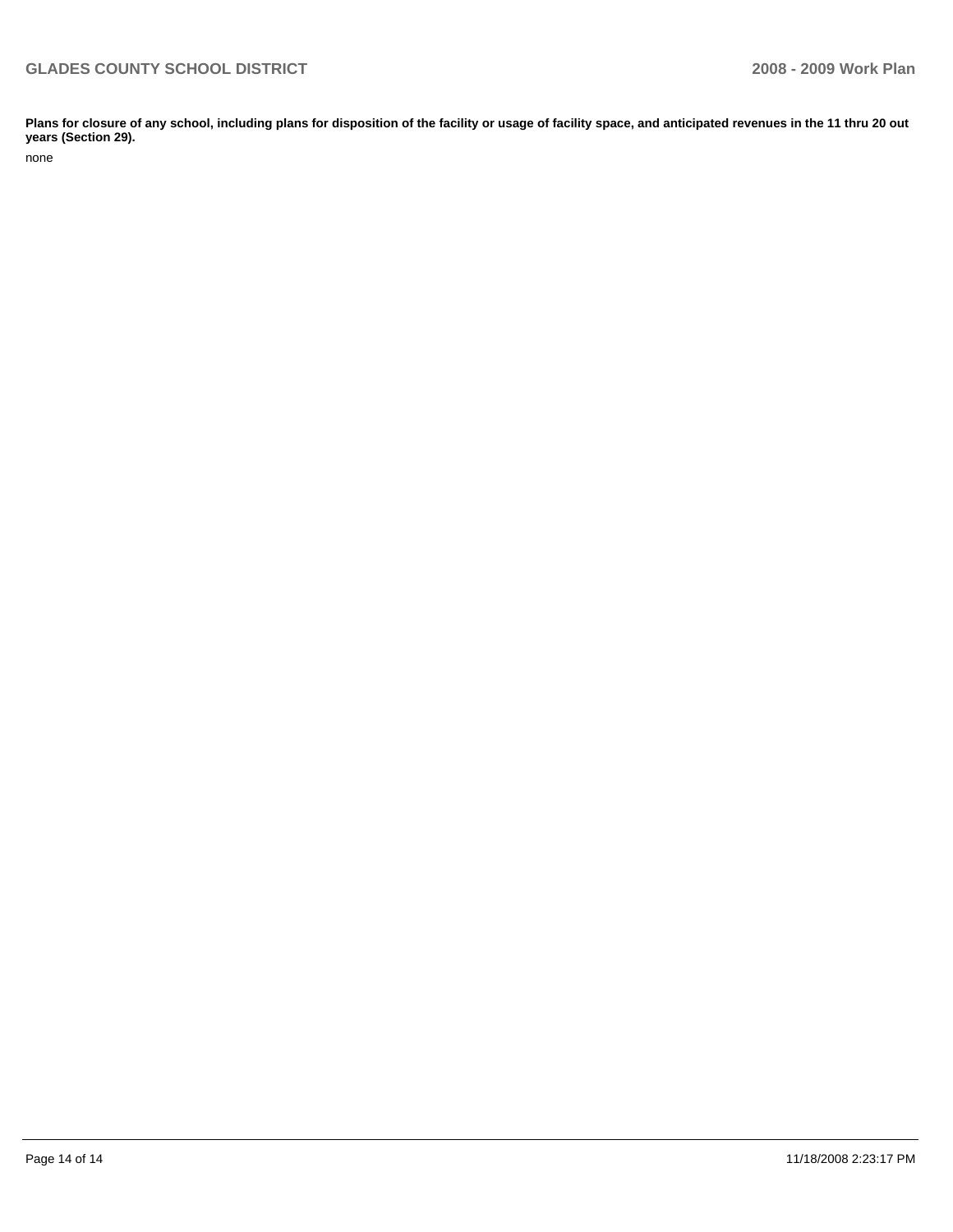**Plans for closure of any school, including plans for disposition of the facility or usage of facility space, and anticipated revenues in the 11 thru 20 out years (Section 29).**

none